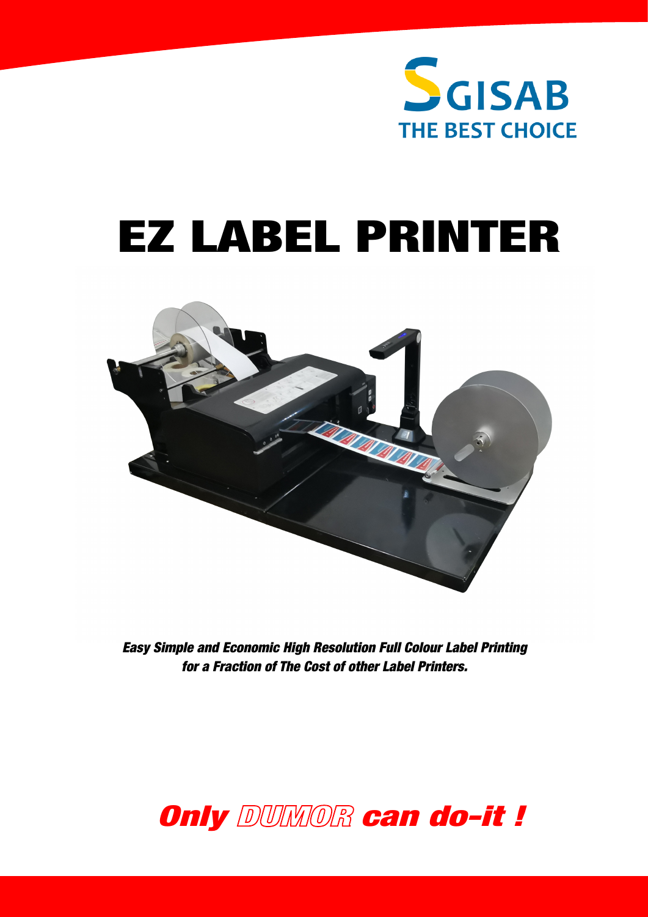SGISAB
THE BEST CHOICE

# EZ LABEL PRINTER

***Easy Simple and Economic High Resolution Full Colour Label Printing for a Fraction of The Cost of other Label Printers.***

## *Only DUMOR can do-it !*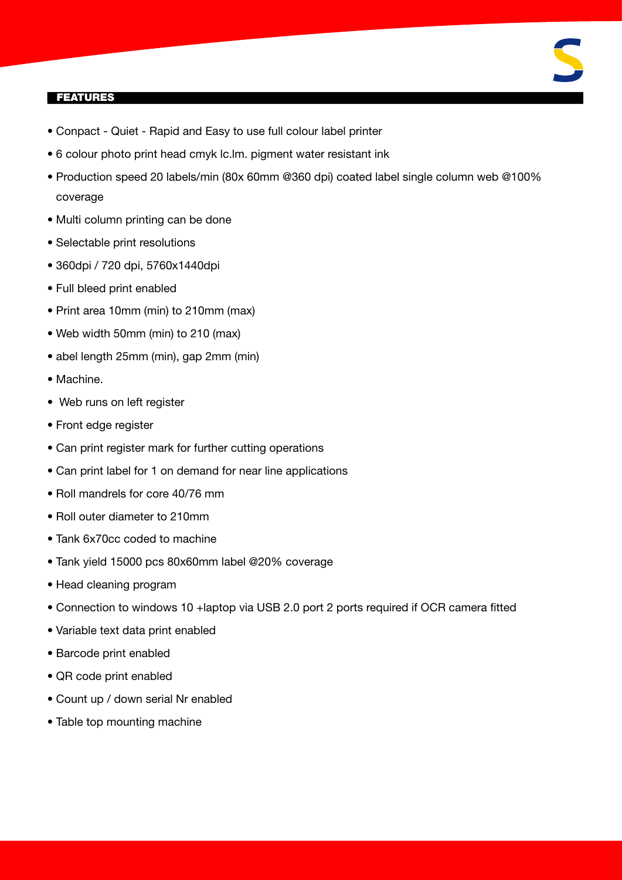## FEATURES

- Conpact - Quiet - Rapid and Easy to use full colour label printer
- 6 colour photo print head cmyk lc.lm. pigment water resistant ink
- Production speed 20 labels/min (80x 60mm @360 dpi) coated label single column web @100% coverage
- Multi column printing can be done
- Selectable print resolutions
- 360dpi / 720 dpi, 5760x1440dpi
- Full bleed print enabled
- Print area 10mm (min) to 210mm (max)
- Web width 50mm (min) to 210 (max)
- abel length 25mm (min), gap 2mm (min)
- Machine.
- Web runs on left register
- Front edge register
- Can print register mark for further cutting operations
- Can print label for 1 on demand for near line applications
- Roll mandrels for core 40/76 mm
- Roll outer diameter to 210mm
- Tank 6x70cc coded to machine
- Tank yield 15000 pcs 80x60mm label @20% coverage
- Head cleaning program
- Connection to windows 10 +laptop via USB 2.0 port 2 ports required if OCR camera fitted
- Variable text data print enabled
- Barcode print enabled
- QR code print enabled
- Count up / down serial Nr enabled
- Table top mounting machine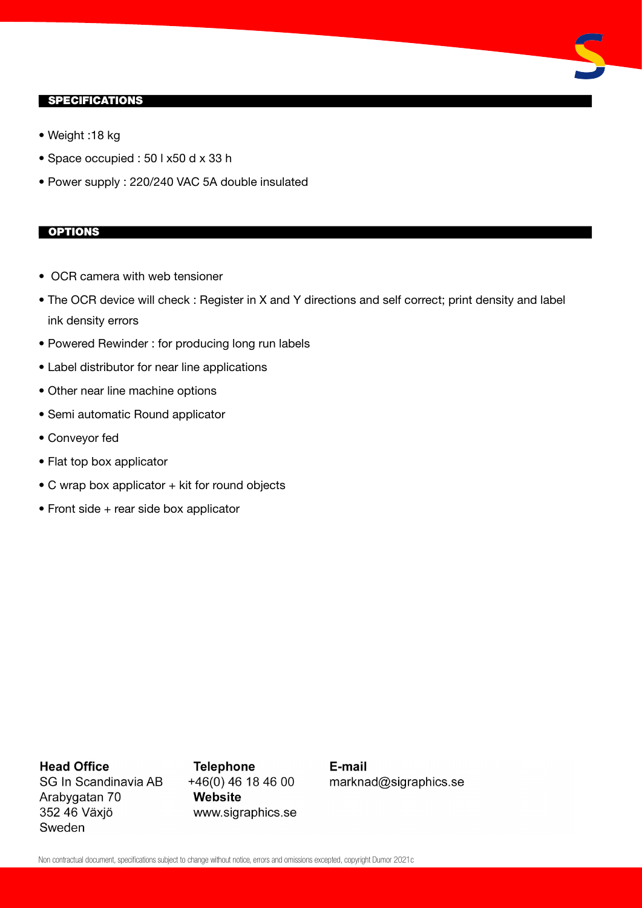## SPECIFICATIONS

- Weight :18 kg
- Space occupied : 50 l x50 d x 33 h
- Power supply : 220/240 VAC 5A double insulated

## OPTIONS

- OCR camera with web tensioner
- The OCR device will check : Register in X and Y directions and self correct; print density and label ink density errors
- Powered Rewinder : for producing long run labels
- Label distributor for near line applications
- Other near line machine options
- Semi automatic Round applicator
- Conveyor fed
- Flat top box applicator
- C wrap box applicator + kit for round objects
- Front side + rear side box applicator

**Head Office**
SG In Scandinavia AB
Arabygatan 70
352 46 Växjö
Sweden

**Telephone**
+46(0) 46 18 46 00

**Website**
www.sigraphics.se

**E-mail**
marknad@sigraphics.se

Non contractual document, specifications subject to change without notice, errors and omissions excepted, copyright Dumor 2021c